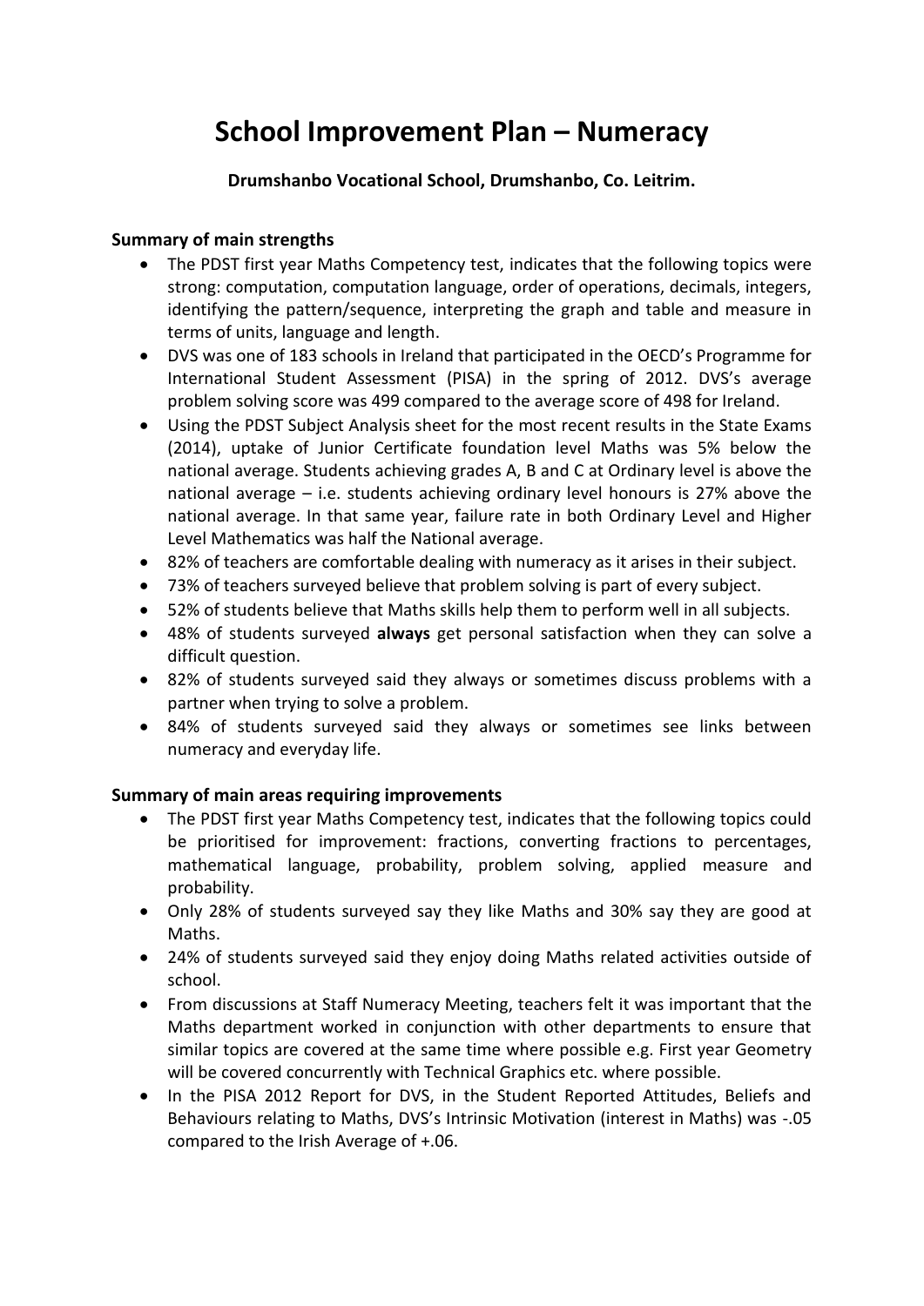# School Improvement Plan – Numeracy

**Drumshanbo Vocational School, Drumshanbo, Co. Leitrim.**

### Summary of main strengths

- The PDST first year Maths Competency test, indicates that the following topics were strong: computation, computation language, order of operations, decimals, integers, identifying the pattern/sequence, interpreting the graph and table and measure in terms of units, language and length.
- DVS was one of 183 schools in Ireland that participated in the OECD's Programme for International Student Assessment (PISA) in the spring of 2012. DVS's average problem solving score was 499 compared to the average score of 498 for Ireland.
- Using the PDST Subject Analysis sheet for the most recent results in the State Exams (2014), uptake of Junior Certificate foundation level Maths was 5% below the national average. Students achieving grades A, B and C at Ordinary level is above the national average – i.e. students achieving ordinary level honours is 27% above the national average. In that same year, failure rate in both Ordinary Level and Higher Level Mathematics was half the National average.
- 82% of teachers are comfortable dealing with numeracy as it arises in their subject.
- 73% of teachers surveyed believe that problem solving is part of every subject.
- 52% of students believe that Maths skills help them to perform well in all subjects.
- 48% of students surveyed **always** get personal satisfaction when they can solve a difficult question.
- 82% of students surveyed said they always or sometimes discuss problems with a partner when trying to solve a problem.
- 84% of students surveyed said they always or sometimes see links between numeracy and everyday life.

### Summary of main areas requiring improvements

- The PDST first year Maths Competency test, indicates that the following topics could be prioritised for improvement: fractions, converting fractions to percentages, mathematical language, probability, problem solving, applied measure and probability.
- Only 28% of students surveyed say they like Maths and 30% say they are good at Maths.
- 24% of students surveyed said they enjoy doing Maths related activities outside of school.
- From discussions at Staff Numeracy Meeting, teachers felt it was important that the Maths department worked in conjunction with other departments to ensure that similar topics are covered at the same time where possible e.g. First year Geometry will be covered concurrently with Technical Graphics etc. where possible.
- In the PISA 2012 Report for DVS, in the Student Reported Attitudes, Beliefs and Behaviours relating to Maths, DVS's Intrinsic Motivation (interest in Maths) was -.05 compared to the Irish Average of +.06.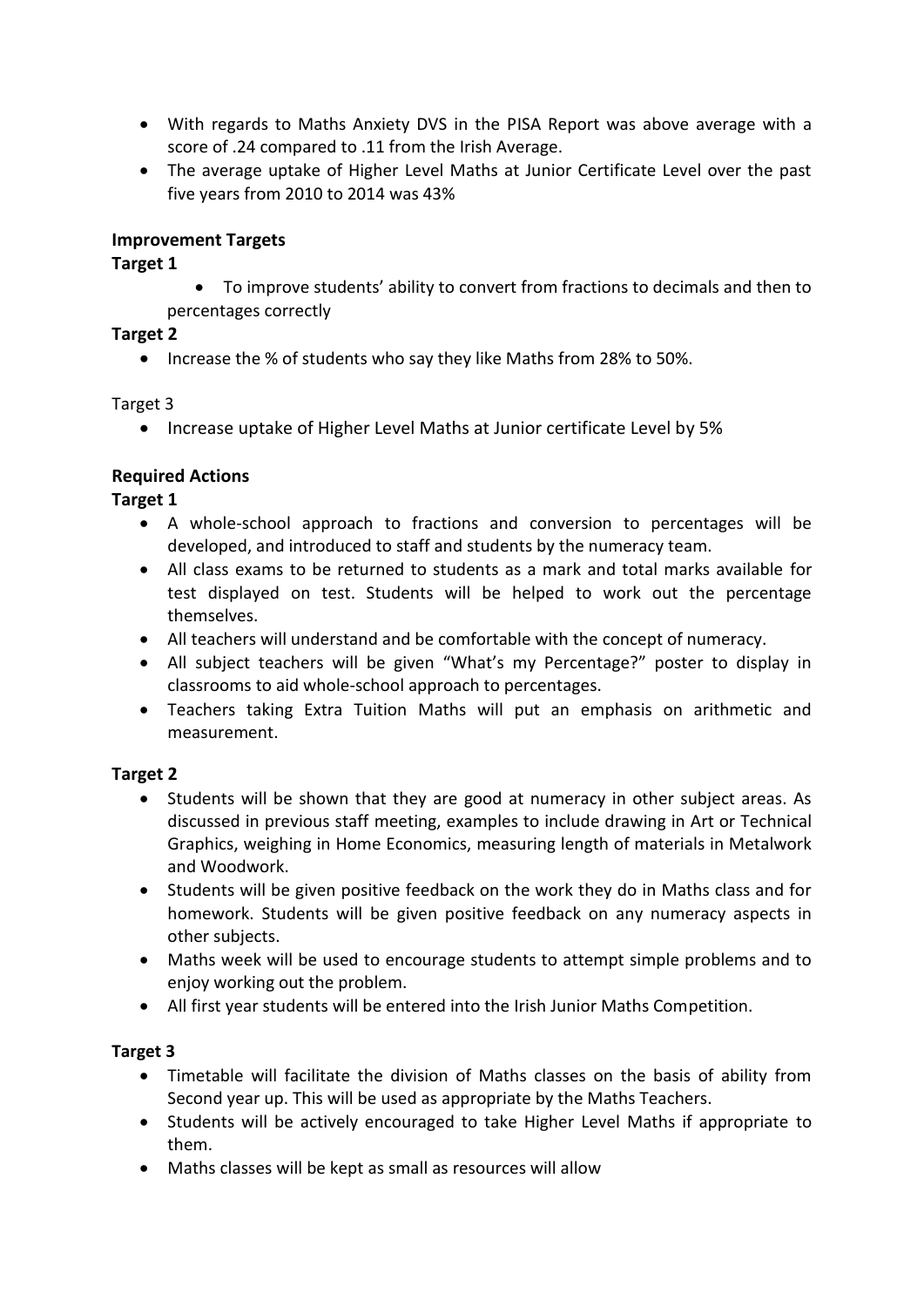- With regards to Maths Anxiety DVS in the PISA Report was above average with a score of .24 compared to .11 from the Irish Average.
- The average uptake of Higher Level Maths at Junior Certificate Level over the past five years from 2010 to 2014 was 43%

**Improvement Targets**

**Target 1**

- To improve students' ability to convert from fractions to decimals and then to percentages correctly

**Target 2**

- Increase the % of students who say they like Maths from 28% to 50%.

Target 3

- Increase uptake of Higher Level Maths at Junior certificate Level by 5%

**Required Actions**

**Target 1**

- A whole-school approach to fractions and conversion to percentages will be developed, and introduced to staff and students by the numeracy team.
- All class exams to be returned to students as a mark and total marks available for test displayed on test. Students will be helped to work out the percentage themselves.
- All teachers will understand and be comfortable with the concept of numeracy.
- All subject teachers will be given "What's my Percentage?" poster to display in classrooms to aid whole-school approach to percentages.
- Teachers taking Extra Tuition Maths will put an emphasis on arithmetic and measurement.

**Target 2**

- Students will be shown that they are good at numeracy in other subject areas. As discussed in previous staff meeting, examples to include drawing in Art or Technical Graphics, weighing in Home Economics, measuring length of materials in Metalwork and Woodwork.
- Students will be given positive feedback on the work they do in Maths class and for homework. Students will be given positive feedback on any numeracy aspects in other subjects.
- Maths week will be used to encourage students to attempt simple problems and to enjoy working out the problem.
- All first year students will be entered into the Irish Junior Maths Competition.

**Target 3**

- Timetable will facilitate the division of Maths classes on the basis of ability from Second year up. This will be used as appropriate by the Maths Teachers.
- Students will be actively encouraged to take Higher Level Maths if appropriate to them.
- Maths classes will be kept as small as resources will allow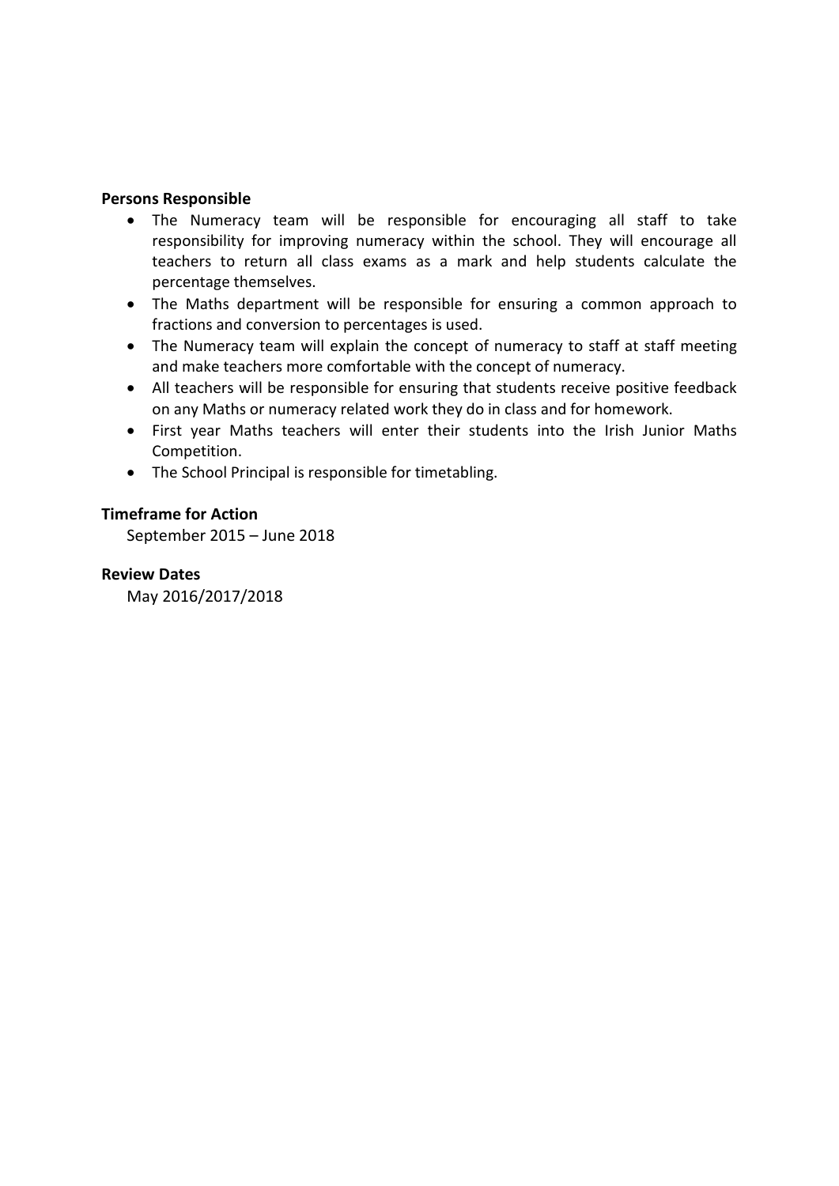**Persons Responsible**

- The Numeracy team will be responsible for encouraging all staff to take responsibility for improving numeracy within the school. They will encourage all teachers to return all class exams as a mark and help students calculate the percentage themselves.
- The Maths department will be responsible for ensuring a common approach to fractions and conversion to percentages is used.
- The Numeracy team will explain the concept of numeracy to staff at staff meeting and make teachers more comfortable with the concept of numeracy.
- All teachers will be responsible for ensuring that students receive positive feedback on any Maths or numeracy related work they do in class and for homework.
- First year Maths teachers will enter their students into the Irish Junior Maths Competition.
- The School Principal is responsible for timetabling.

**Timeframe for Action**

September 2015 – June 2018

**Review Dates**

May 2016/2017/2018